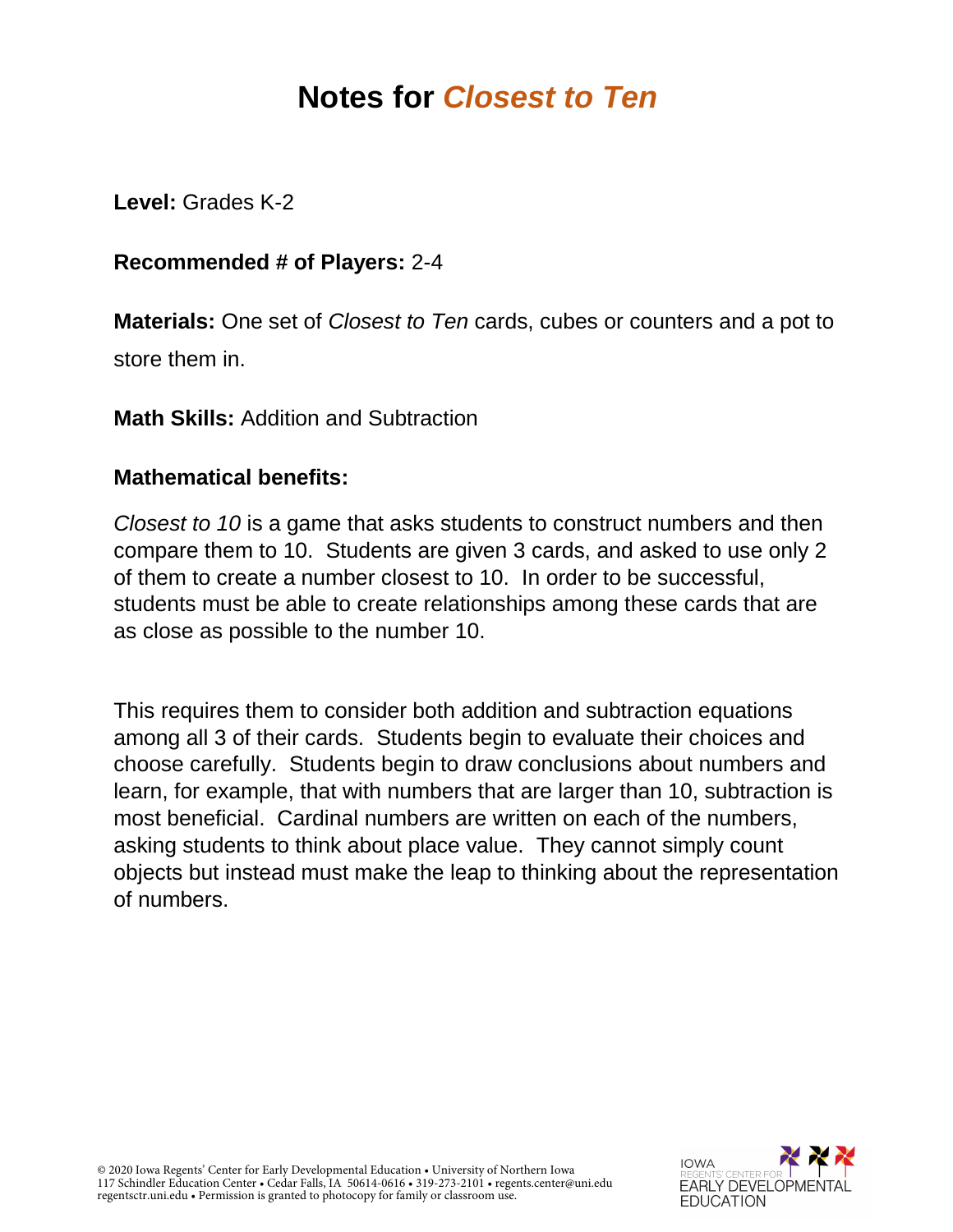# Notes for *Closest to Ten*

**Level:** Grades K-2

**Recommended # of Players:** 2-4

**Materials:** One set of *Closest to Ten* cards, cubes or counters and a pot to store them in.

**Math Skills:** Addition and Subtraction

**Mathematical benefits:**

*Closest to 10* is a game that asks students to construct numbers and then compare them to 10. Students are given 3 cards, and asked to use only 2 of them to create a number closest to 10. In order to be successful, students must be able to create relationships among these cards that are as close as possible to the number 10.

This requires them to consider both addition and subtraction equations among all 3 of their cards. Students begin to evaluate their choices and choose carefully. Students begin to draw conclusions about numbers and learn, for example, that with numbers that are larger than 10, subtraction is most beneficial. Cardinal numbers are written on each of the numbers, asking students to think about place value. They cannot simply count objects but instead must make the leap to thinking about the representation of numbers.

© 2020 Iowa Regents' Center for Early Developmental Education • University of Northern Iowa
117 Schindler Education Center • Cedar Falls, IA 50614-0616 • 319-273-2101 • regents.center@uni.edu
regentsctr.uni.edu • Permission is granted to photocopy for family or classroom use.

IOWA REGENTS' CENTER FOR EARLY DEVELOPMENTAL EDUCATION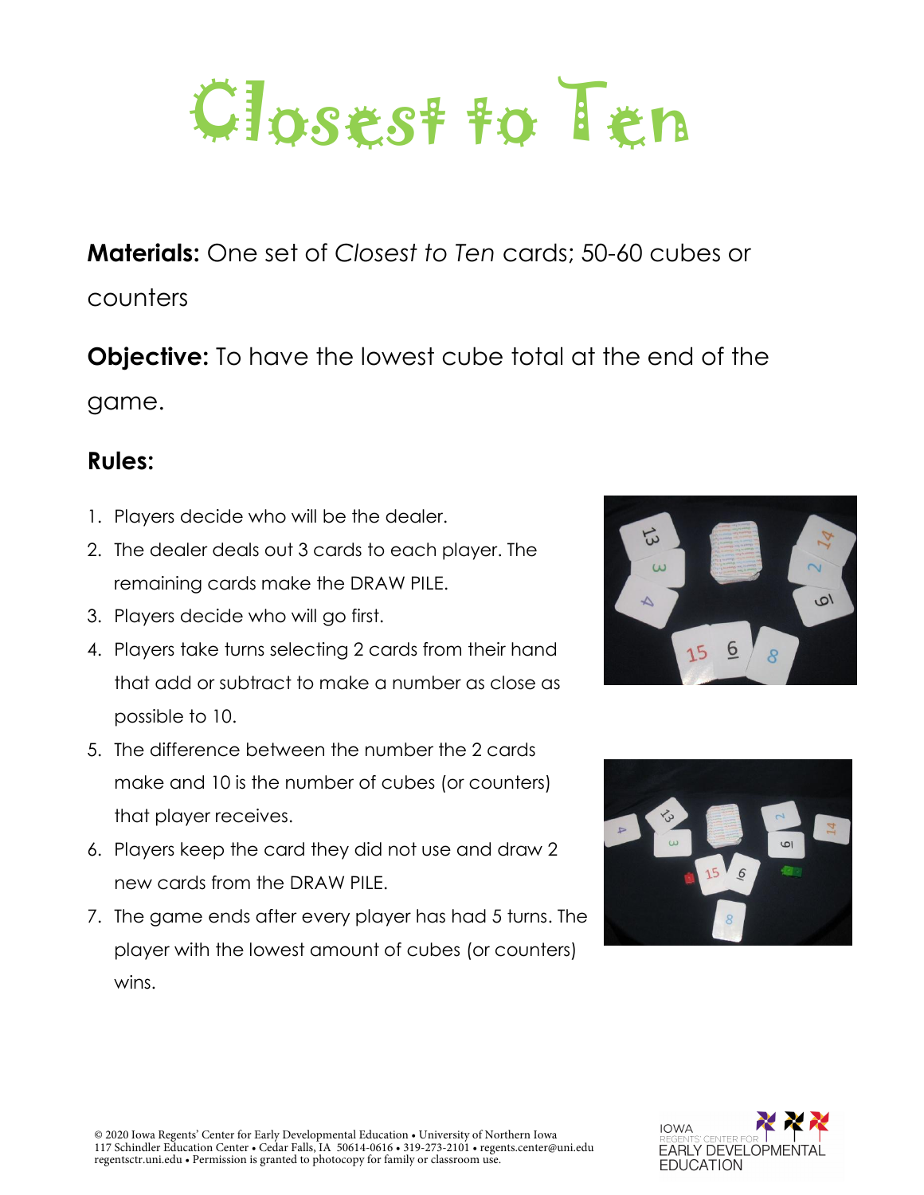# Closest to Ten

**Materials:** One set of *Closest to Ten* cards; 50-60 cubes or counters

**Objective:** To have the lowest cube total at the end of the game.

## Rules:

1. Players decide who will be the dealer.
2. The dealer deals out 3 cards to each player. The remaining cards make the DRAW PILE.
3. Players decide who will go first.
4. Players take turns selecting 2 cards from their hand that add or subtract to make a number as close as possible to 10.
5. The difference between the number the 2 cards make and 10 is the number of cubes (or counters) that player receives.
6. Players keep the card they did not use and draw 2 new cards from the DRAW PILE.
7. The game ends after every player has had 5 turns. The player with the lowest amount of cubes (or counters) wins.

© 2020 Iowa Regents' Center for Early Developmental Education • University of Northern Iowa
117 Schindler Education Center • Cedar Falls, IA 50614-0616 • 319-273-2101 • regents.center@uni.edu
regentsctr.uni.edu • Permission is granted to photocopy for family or classroom use.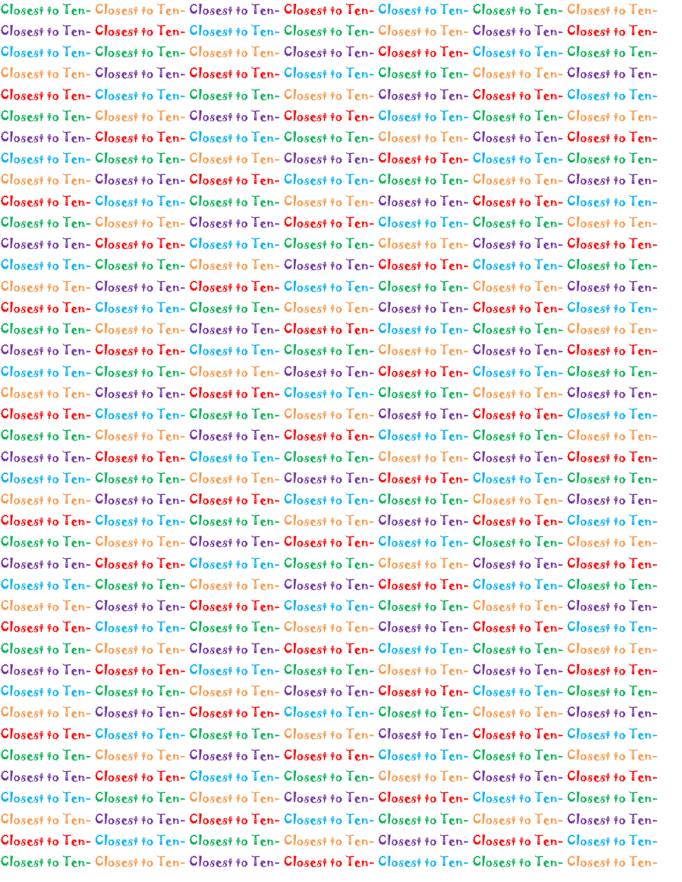Closest to Ten- Closest to Ten- Closest to Ten- Closest to Ten- Closest to Ten- Closest to Ten- Closest to Ten-

Closest to Ten- Closest to Ten- Closest to Ten- Closest to Ten- Closest to Ten- Closest to Ten- Closest to Ten-

Closest to Ten- Closest to Ten- Closest to Ten- Closest to Ten- Closest to Ten- Closest to Ten- Closest to Ten-

Closest to Ten- Closest to Ten- Closest to Ten- Closest to Ten- Closest to Ten- Closest to Ten- Closest to Ten-

Closest to Ten- Closest to Ten- Closest to Ten- Closest to Ten- Closest to Ten- Closest to Ten- Closest to Ten-

Closest to Ten- Closest to Ten- Closest to Ten- Closest to Ten- Closest to Ten- Closest to Ten- Closest to Ten-

Closest to Ten- Closest to Ten- Closest to Ten- Closest to Ten- Closest to Ten- Closest to Ten- Closest to Ten-

Closest to Ten- Closest to Ten- Closest to Ten- Closest to Ten- Closest to Ten- Closest to Ten- Closest to Ten-

Closest to Ten- Closest to Ten- Closest to Ten- Closest to Ten- Closest to Ten- Closest to Ten- Closest to Ten-

Closest to Ten- Closest to Ten- Closest to Ten- Closest to Ten- Closest to Ten- Closest to Ten- Closest to Ten-

Closest to Ten- Closest to Ten- Closest to Ten- Closest to Ten- Closest to Ten- Closest to Ten- Closest to Ten-

Closest to Ten- Closest to Ten- Closest to Ten- Closest to Ten- Closest to Ten- Closest to Ten- Closest to Ten-

Closest to Ten- Closest to Ten- Closest to Ten- Closest to Ten- Closest to Ten- Closest to Ten- Closest to Ten-

Closest to Ten- Closest to Ten- Closest to Ten- Closest to Ten- Closest to Ten- Closest to Ten- Closest to Ten-

Closest to Ten- Closest to Ten- Closest to Ten- Closest to Ten- Closest to Ten- Closest to Ten- Closest to Ten-

Closest to Ten- Closest to Ten- Closest to Ten- Closest to Ten- Closest to Ten- Closest to Ten- Closest to Ten-

Closest to Ten- Closest to Ten- Closest to Ten- Closest to Ten- Closest to Ten- Closest to Ten- Closest to Ten-

Closest to Ten- Closest to Ten- Closest to Ten- Closest to Ten- Closest to Ten- Closest to Ten- Closest to Ten-

Closest to Ten- Closest to Ten- Closest to Ten- Closest to Ten- Closest to Ten- Closest to Ten- Closest to Ten-

Closest to Ten- Closest to Ten- Closest to Ten- Closest to Ten- Closest to Ten- Closest to Ten- Closest to Ten-

Closest to Ten- Closest to Ten- Closest to Ten- Closest to Ten- Closest to Ten- Closest to Ten- Closest to Ten-

Closest to Ten- Closest to Ten- Closest to Ten- Closest to Ten- Closest to Ten- Closest to Ten- Closest to Ten-

Closest to Ten- Closest to Ten- Closest to Ten- Closest to Ten- Closest to Ten- Closest to Ten- Closest to Ten-

Closest to Ten- Closest to Ten- Closest to Ten- Closest to Ten- Closest to Ten- Closest to Ten- Closest to Ten-

Closest to Ten- Closest to Ten- Closest to Ten- Closest to Ten- Closest to Ten- Closest to Ten- Closest to Ten-

Closest to Ten- Closest to Ten- Closest to Ten- Closest to Ten- Closest to Ten- Closest to Ten- Closest to Ten-

Closest to Ten- Closest to Ten- Closest to Ten- Closest to Ten- Closest to Ten- Closest to Ten- Closest to Ten-

Closest to Ten- Closest to Ten- Closest to Ten- Closest to Ten- Closest to Ten- Closest to Ten- Closest to Ten-

Closest to Ten- Closest to Ten- Closest to Ten- Closest to Ten- Closest to Ten- Closest to Ten- Closest to Ten-

Closest to Ten- Closest to Ten- Closest to Ten- Closest to Ten- Closest to Ten- Closest to Ten- Closest to Ten-

Closest to Ten- Closest to Ten- Closest to Ten- Closest to Ten- Closest to Ten- Closest to Ten- Closest to Ten-

Closest to Ten- Closest to Ten- Closest to Ten- Closest to Ten- Closest to Ten- Closest to Ten- Closest to Ten-

Closest to Ten- Closest to Ten- Closest to Ten- Closest to Ten- Closest to Ten- Closest to Ten- Closest to Ten-

Closest to Ten- Closest to Ten- Closest to Ten- Closest to Ten- Closest to Ten- Closest to Ten- Closest to Ten-

Closest to Ten- Closest to Ten- Closest to Ten- Closest to Ten- Closest to Ten- Closest to Ten- Closest to Ten-

Closest to Ten- Closest to Ten- Closest to Ten- Closest to Ten- Closest to Ten- Closest to Ten- Closest to Ten-

Closest to Ten- Closest to Ten- Closest to Ten- Closest to Ten- Closest to Ten- Closest to Ten- Closest to Ten-

Closest to Ten- Closest to Ten- Closest to Ten- Closest to Ten- Closest to Ten- Closest to Ten- Closest to Ten-

Closest to Ten- Closest to Ten- Closest to Ten- Closest to Ten- Closest to Ten- Closest to Ten- Closest to Ten-

Closest to Ten- Closest to Ten- Closest to Ten- Closest to Ten- Closest to Ten- Closest to Ten- Closest to Ten-

Closest to Ten- Closest to Ten- Closest to Ten- Closest to Ten- Closest to Ten- Closest to Ten- Closest to Ten-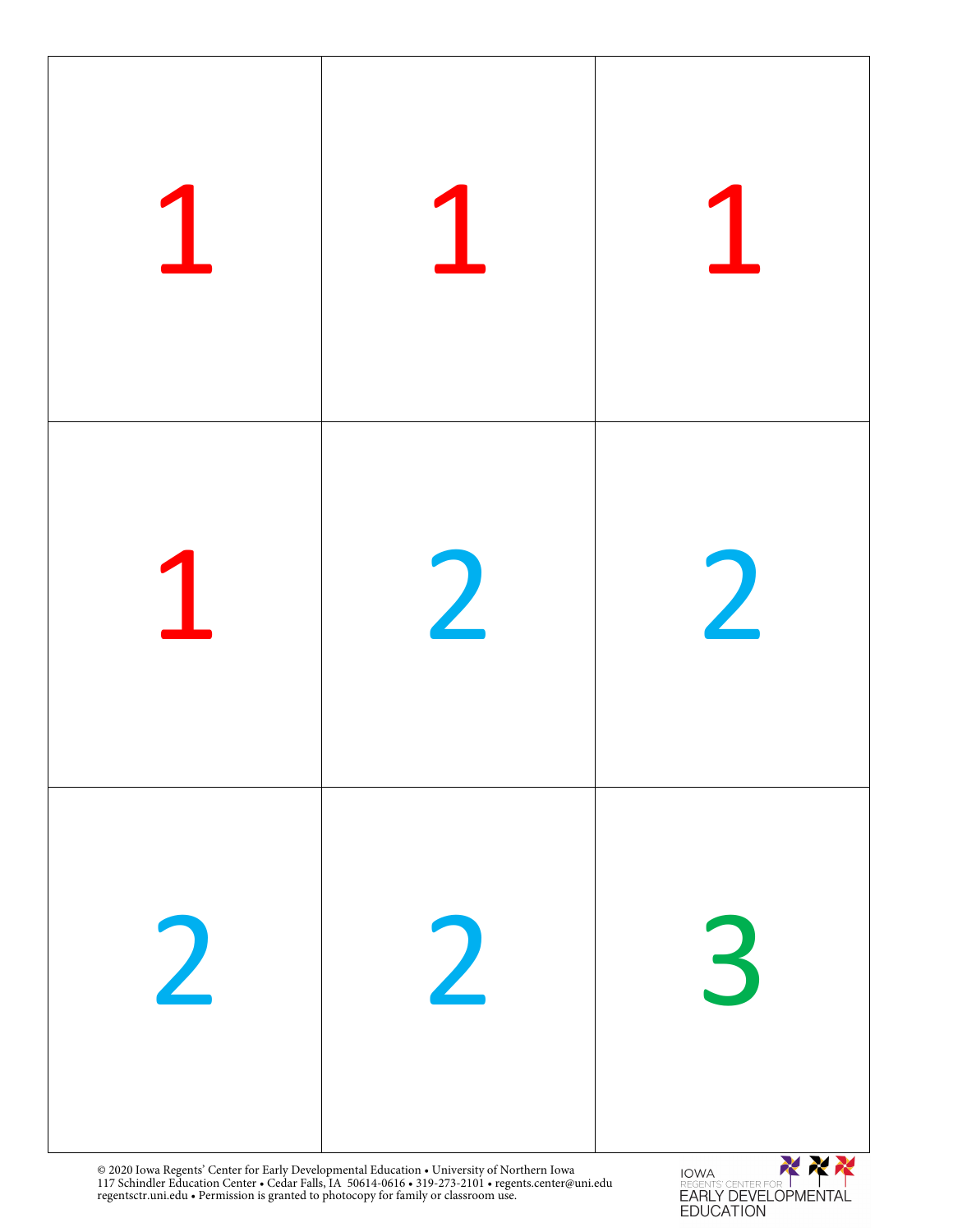| 1 | 1 | 1 |
|---|---|---|
| 1 | 2 | 2 |
| 2 | 2 | 3 |

© 2020 Iowa Regents' Center for Early Developmental Education • University of Northern Iowa
117 Schindler Education Center • Cedar Falls, IA 50614-0616 • 319-273-2101 • regents.center@uni.edu
regentsctr.uni.edu • Permission is granted to photocopy for family or classroom use.

IOWA REGENTS' CENTER FOR EARLY DEVELOPMENTAL EDUCATION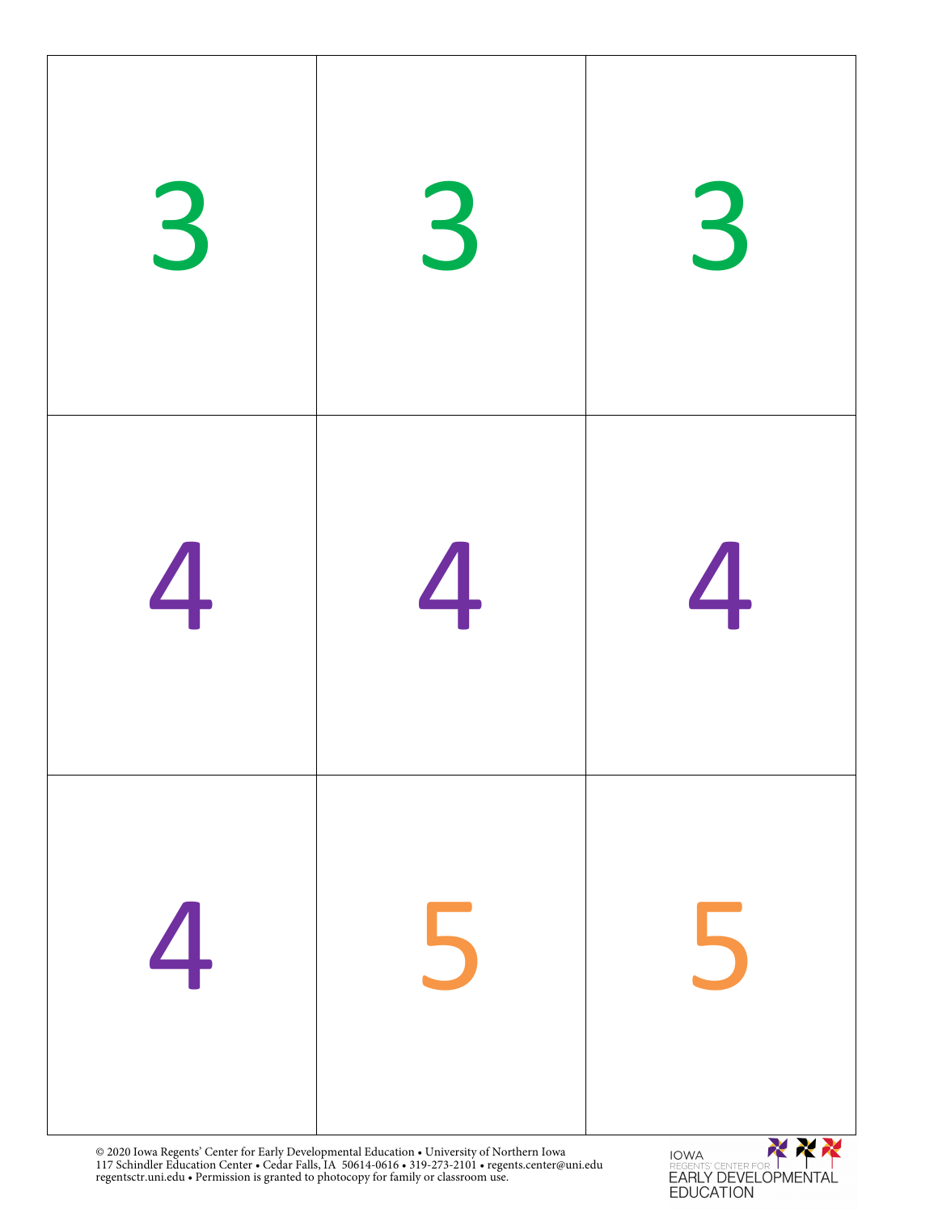| | | |
|---|---|---|
| 3 | 3 | 3 |
| 4 | 4 | 4 |
| 4 | 5 | 5 |

© 2020 Iowa Regents' Center for Early Developmental Education • University of Northern Iowa
117 Schindler Education Center • Cedar Falls, IA 50614-0616 • 319-273-2101 • regents.center@uni.edu
regentsctr.uni.edu • Permission is granted to photocopy for family or classroom use.

IOWA REGENTS' CENTER FOR EARLY DEVELOPMENTAL EDUCATION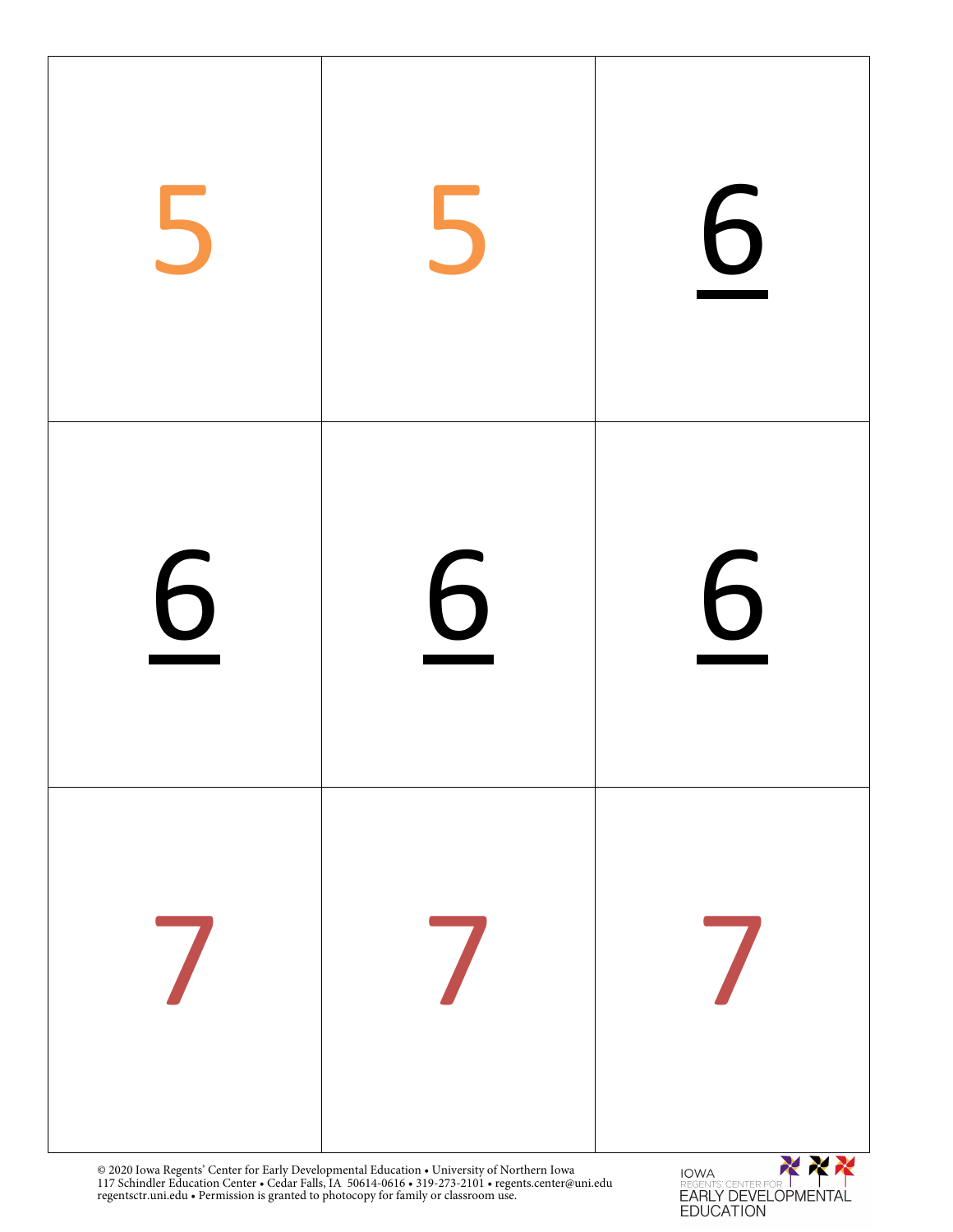| | | |
|---|---|---|
| 5 | 5 | 6 |
| 6 | 6 | 6 |
| 7 | 7 | 7 |

© 2020 Iowa Regents' Center for Early Developmental Education • University of Northern Iowa
117 Schindler Education Center • Cedar Falls, IA 50614-0616 • 319-273-2101 • regents.center@uni.edu
regentsctr.uni.edu • Permission is granted to photocopy for family or classroom use.

IOWA REGENTS' CENTER FOR EARLY DEVELOPMENTAL EDUCATION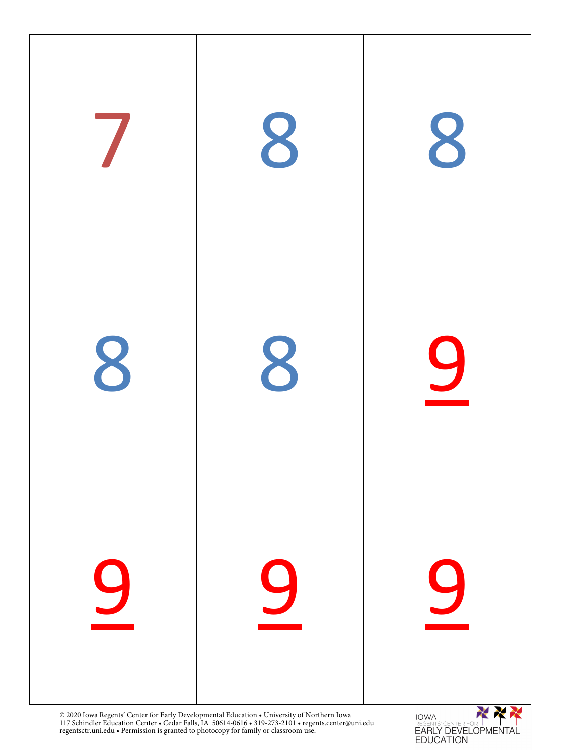| | | |
|---|---|---|
| 7 | 8 | 8 |
| 8 | 8 | 9 |
| 9 | 9 | 9 |

© 2020 Iowa Regents' Center for Early Developmental Education • University of Northern Iowa
117 Schindler Education Center • Cedar Falls, IA 50614-0616 • 319-273-2101 • regents.center@uni.edu
regentsctr.uni.edu • Permission is granted to photocopy for family or classroom use.

IOWA REGENTS' CENTER FOR EARLY DEVELOPMENTAL EDUCATION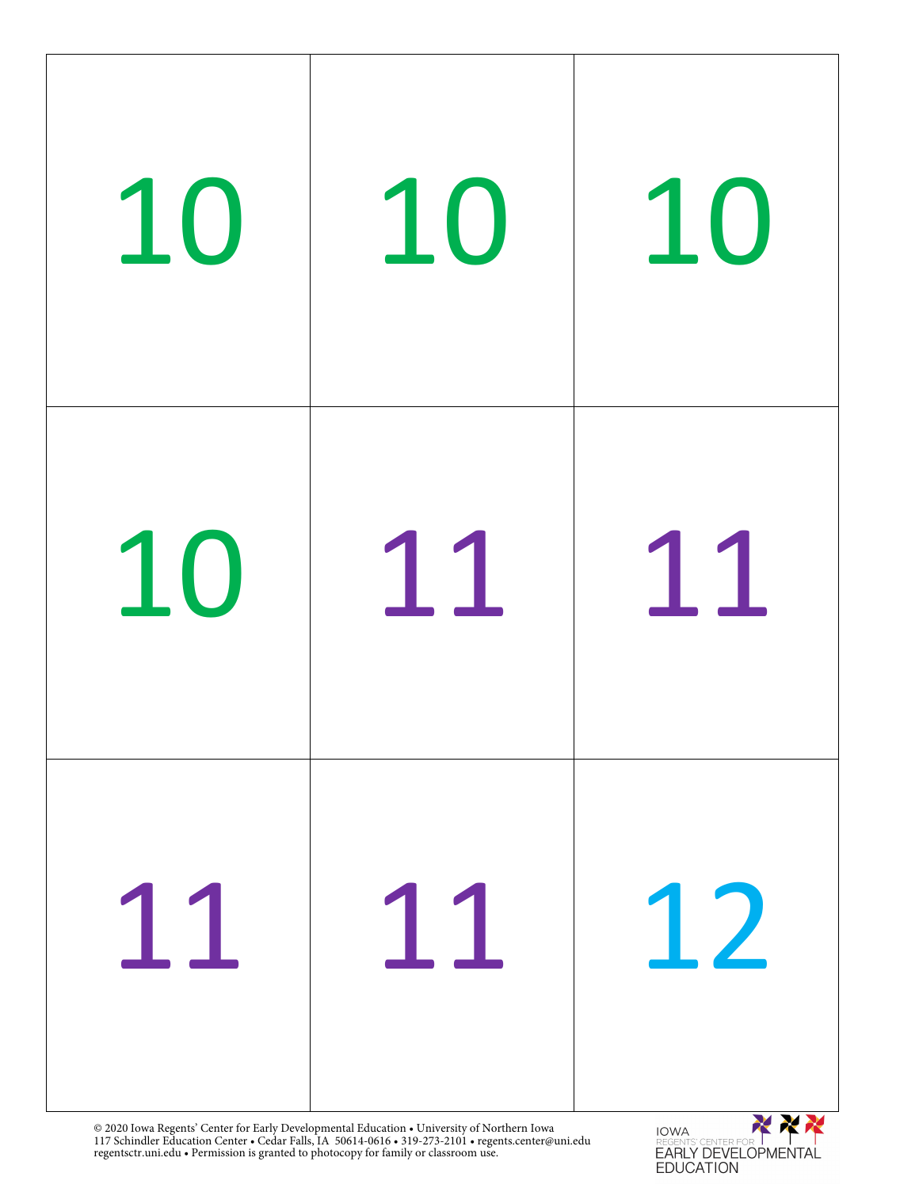| | | |
|---|---|---|
| 10 | 10 | 10 |
| 10 | 11 | 11 |
| 11 | 11 | 12 |

© 2020 Iowa Regents' Center for Early Developmental Education • University of Northern Iowa
117 Schindler Education Center • Cedar Falls, IA 50614-0616 • 319-273-2101 • regents.center@uni.edu
regentsctr.uni.edu • Permission is granted to photocopy for family or classroom use.

IOWA REGENTS' CENTER FOR EARLY DEVELOPMENTAL EDUCATION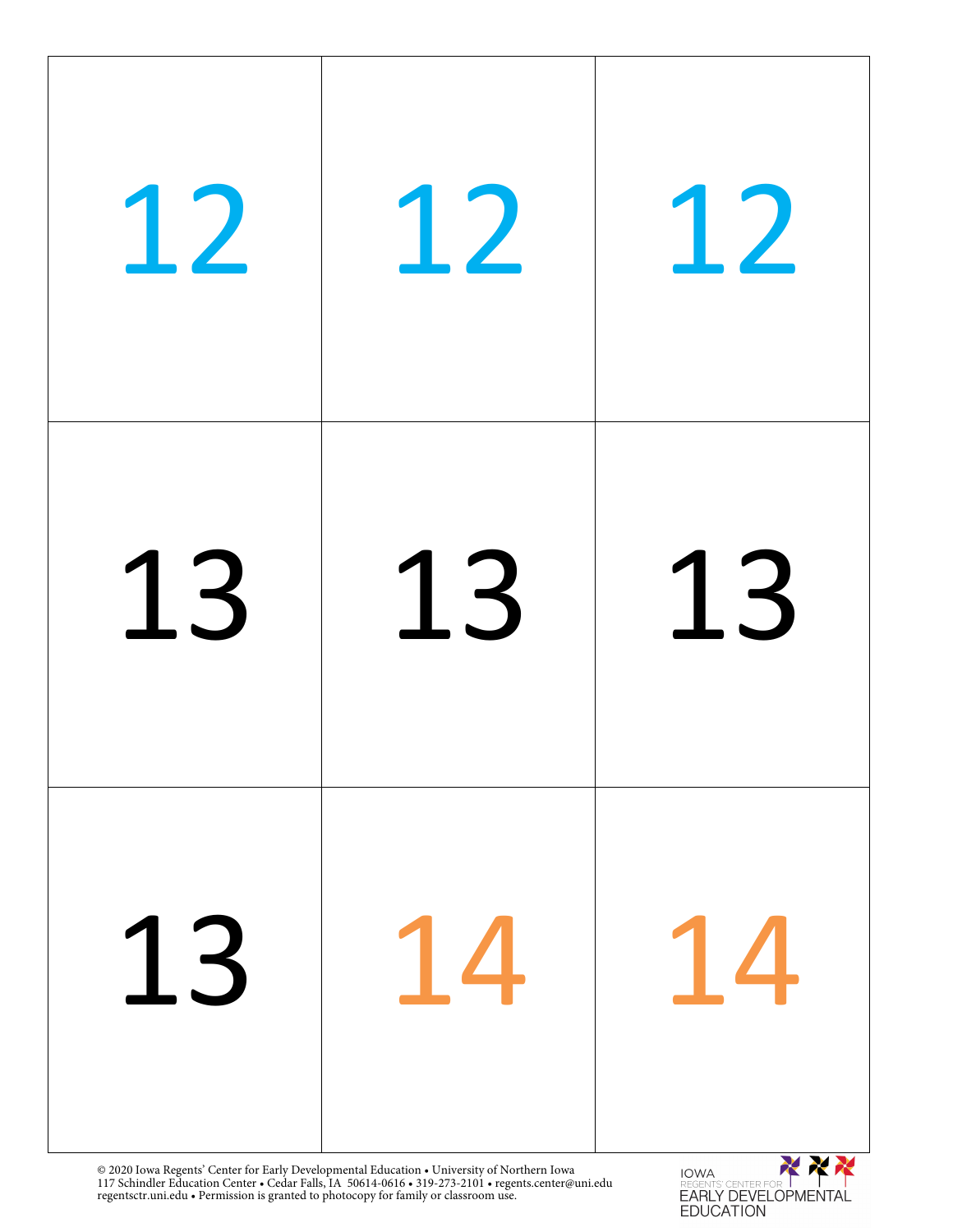| | | |
|---|---|---|
| 12 | 12 | 12 |
| 13 | 13 | 13 |
| 13 | 14 | 14 |

© 2020 Iowa Regents' Center for Early Developmental Education • University of Northern Iowa
117 Schindler Education Center • Cedar Falls, IA 50614-0616 • 319-273-2101 • regents.center@uni.edu
regentsctr.uni.edu • Permission is granted to photocopy for family or classroom use.

IOWA REGENTS' CENTER FOR EARLY DEVELOPMENTAL EDUCATION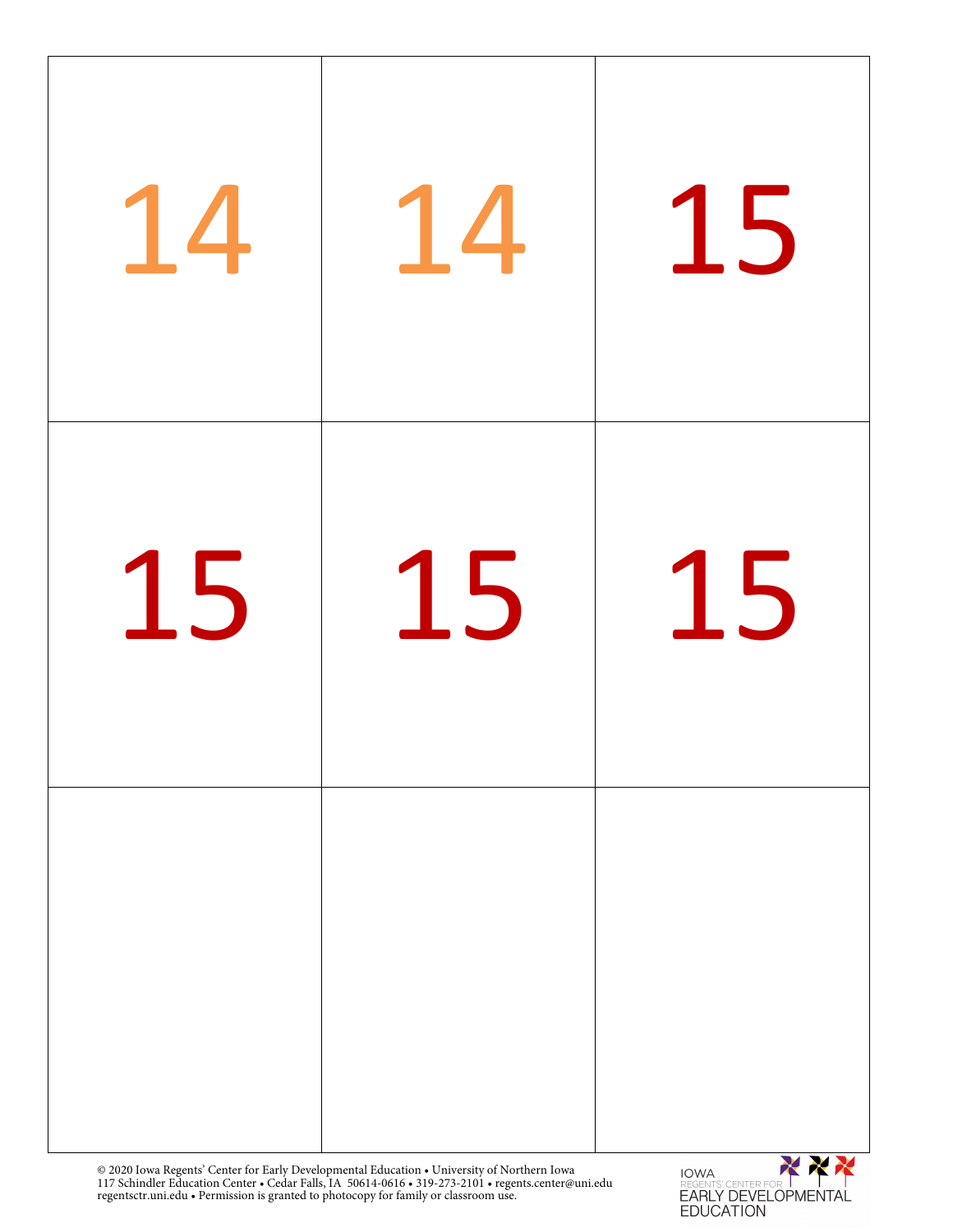| | | |
|---|---|---|
| 14 | 14 | 15 |
| 15 | 15 | 15 |
| | | |

© 2020 Iowa Regents' Center for Early Developmental Education • University of Northern Iowa
117 Schindler Education Center • Cedar Falls, IA 50614-0616 • 319-273-2101 • regents.center@uni.edu
regentsctr.uni.edu • Permission is granted to photocopy for family or classroom use.

IOWA REGENTS' CENTER FOR EARLY DEVELOPMENTAL EDUCATION